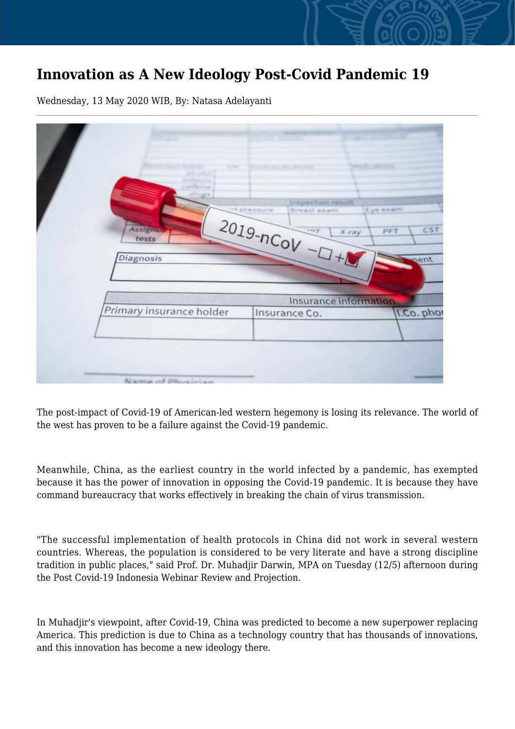# Innovation as A New Ideology Post-Covid Pandemic 19

Wednesday, 13 May 2020 WIB, By: Natasa Adelayanti

The post-impact of Covid-19 of American-led western hegemony is losing its relevance. The world of the west has proven to be a failure against the Covid-19 pandemic.

Meanwhile, China, as the earliest country in the world infected by a pandemic, has exempted because it has the power of innovation in opposing the Covid-19 pandemic. It is because they have command bureaucracy that works effectively in breaking the chain of virus transmission.

"The successful implementation of health protocols in China did not work in several western countries. Whereas, the population is considered to be very literate and have a strong discipline tradition in public places," said Prof. Dr. Muhadjir Darwin, MPA on Tuesday (12/5) afternoon during the Post Covid-19 Indonesia Webinar Review and Projection.

In Muhadjir's viewpoint, after Covid-19, China was predicted to become a new superpower replacing America. This prediction is due to China as a technology country that has thousands of innovations, and this innovation has become a new ideology there.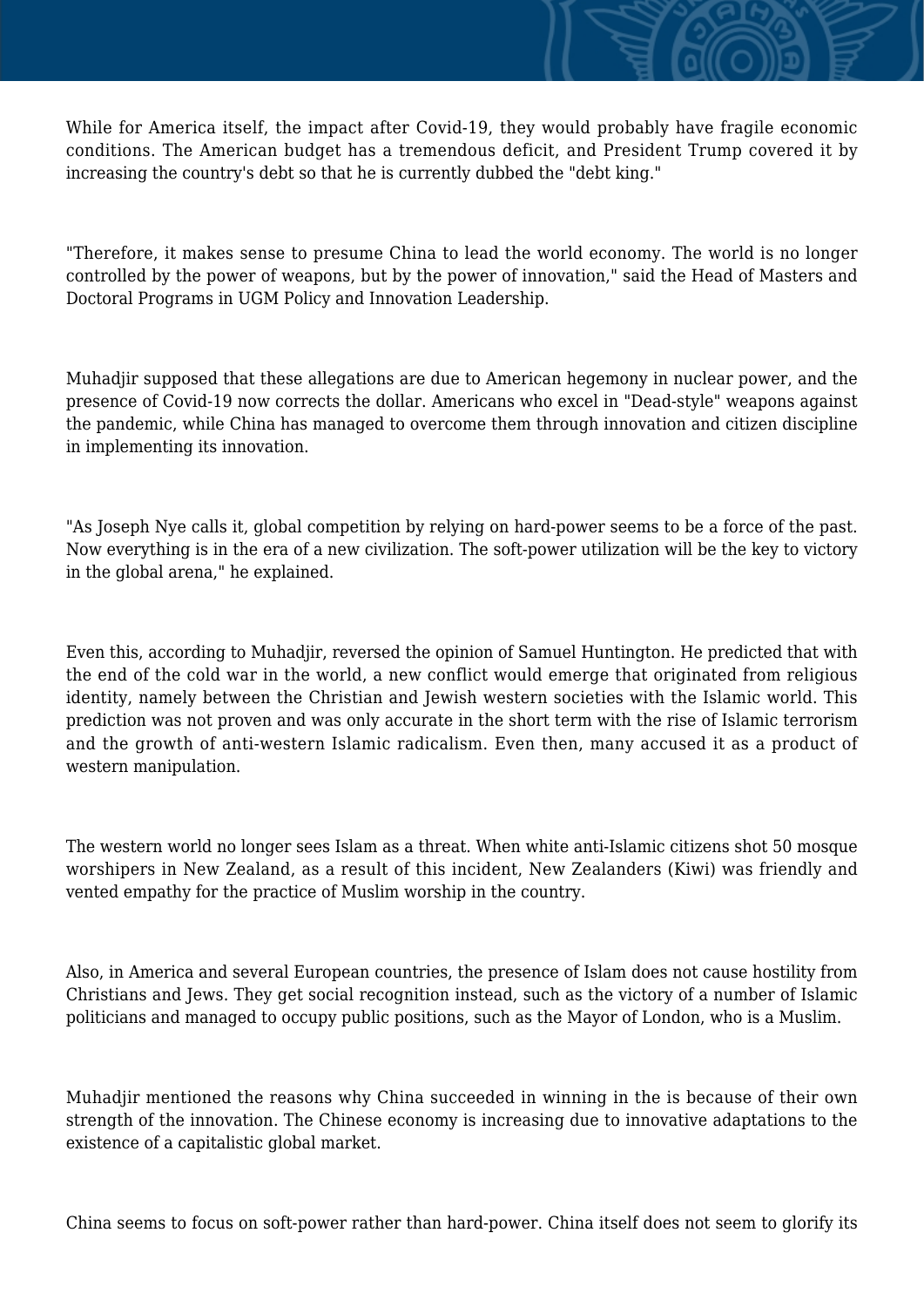While for America itself, the impact after Covid-19, they would probably have fragile economic conditions. The American budget has a tremendous deficit, and President Trump covered it by increasing the country's debt so that he is currently dubbed the "debt king."

"Therefore, it makes sense to presume China to lead the world economy. The world is no longer controlled by the power of weapons, but by the power of innovation," said the Head of Masters and Doctoral Programs in UGM Policy and Innovation Leadership.

Muhadjir supposed that these allegations are due to American hegemony in nuclear power, and the presence of Covid-19 now corrects the dollar. Americans who excel in "Dead-style" weapons against the pandemic, while China has managed to overcome them through innovation and citizen discipline in implementing its innovation.

"As Joseph Nye calls it, global competition by relying on hard-power seems to be a force of the past. Now everything is in the era of a new civilization. The soft-power utilization will be the key to victory in the global arena," he explained.

Even this, according to Muhadjir, reversed the opinion of Samuel Huntington. He predicted that with the end of the cold war in the world, a new conflict would emerge that originated from religious identity, namely between the Christian and Jewish western societies with the Islamic world. This prediction was not proven and was only accurate in the short term with the rise of Islamic terrorism and the growth of anti-western Islamic radicalism. Even then, many accused it as a product of western manipulation.

The western world no longer sees Islam as a threat. When white anti-Islamic citizens shot 50 mosque worshipers in New Zealand, as a result of this incident, New Zealanders (Kiwi) was friendly and vented empathy for the practice of Muslim worship in the country.

Also, in America and several European countries, the presence of Islam does not cause hostility from Christians and Jews. They get social recognition instead, such as the victory of a number of Islamic politicians and managed to occupy public positions, such as the Mayor of London, who is a Muslim.

Muhadjir mentioned the reasons why China succeeded in winning in the is because of their own strength of the innovation. The Chinese economy is increasing due to innovative adaptations to the existence of a capitalistic global market.

China seems to focus on soft-power rather than hard-power. China itself does not seem to glorify its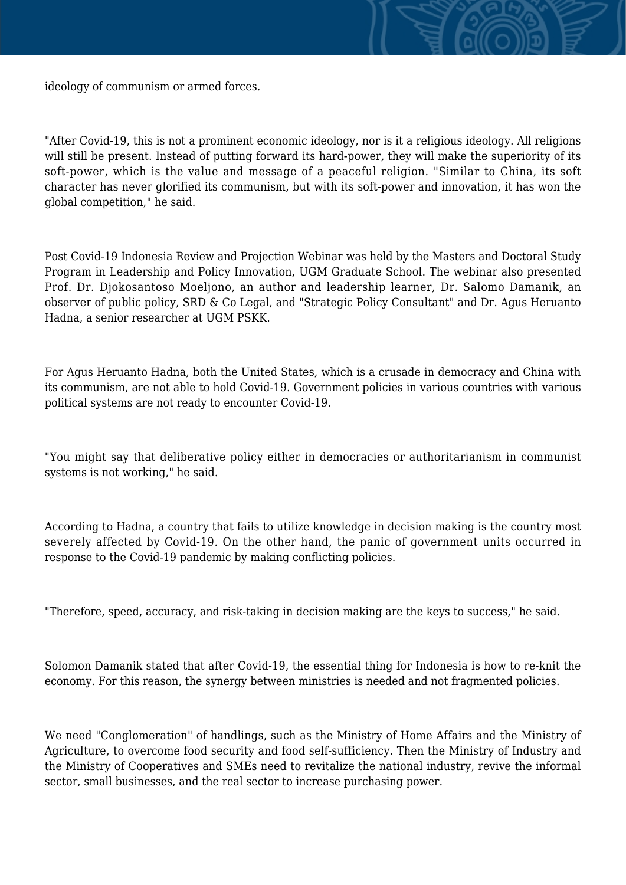ideology of communism or armed forces.

"After Covid-19, this is not a prominent economic ideology, nor is it a religious ideology. All religions will still be present. Instead of putting forward its hard-power, they will make the superiority of its soft-power, which is the value and message of a peaceful religion. "Similar to China, its soft character has never glorified its communism, but with its soft-power and innovation, it has won the global competition," he said.

Post Covid-19 Indonesia Review and Projection Webinar was held by the Masters and Doctoral Study Program in Leadership and Policy Innovation, UGM Graduate School. The webinar also presented Prof. Dr. Djokosantoso Moeljono, an author and leadership learner, Dr. Salomo Damanik, an observer of public policy, SRD & Co Legal, and "Strategic Policy Consultant" and Dr. Agus Heruanto Hadna, a senior researcher at UGM PSKK.

For Agus Heruanto Hadna, both the United States, which is a crusade in democracy and China with its communism, are not able to hold Covid-19. Government policies in various countries with various political systems are not ready to encounter Covid-19.

"You might say that deliberative policy either in democracies or authoritarianism in communist systems is not working," he said.

According to Hadna, a country that fails to utilize knowledge in decision making is the country most severely affected by Covid-19. On the other hand, the panic of government units occurred in response to the Covid-19 pandemic by making conflicting policies.

"Therefore, speed, accuracy, and risk-taking in decision making are the keys to success," he said.

Solomon Damanik stated that after Covid-19, the essential thing for Indonesia is how to re-knit the economy. For this reason, the synergy between ministries is needed and not fragmented policies.

We need "Conglomeration" of handlings, such as the Ministry of Home Affairs and the Ministry of Agriculture, to overcome food security and food self-sufficiency. Then the Ministry of Industry and the Ministry of Cooperatives and SMEs need to revitalize the national industry, revive the informal sector, small businesses, and the real sector to increase purchasing power.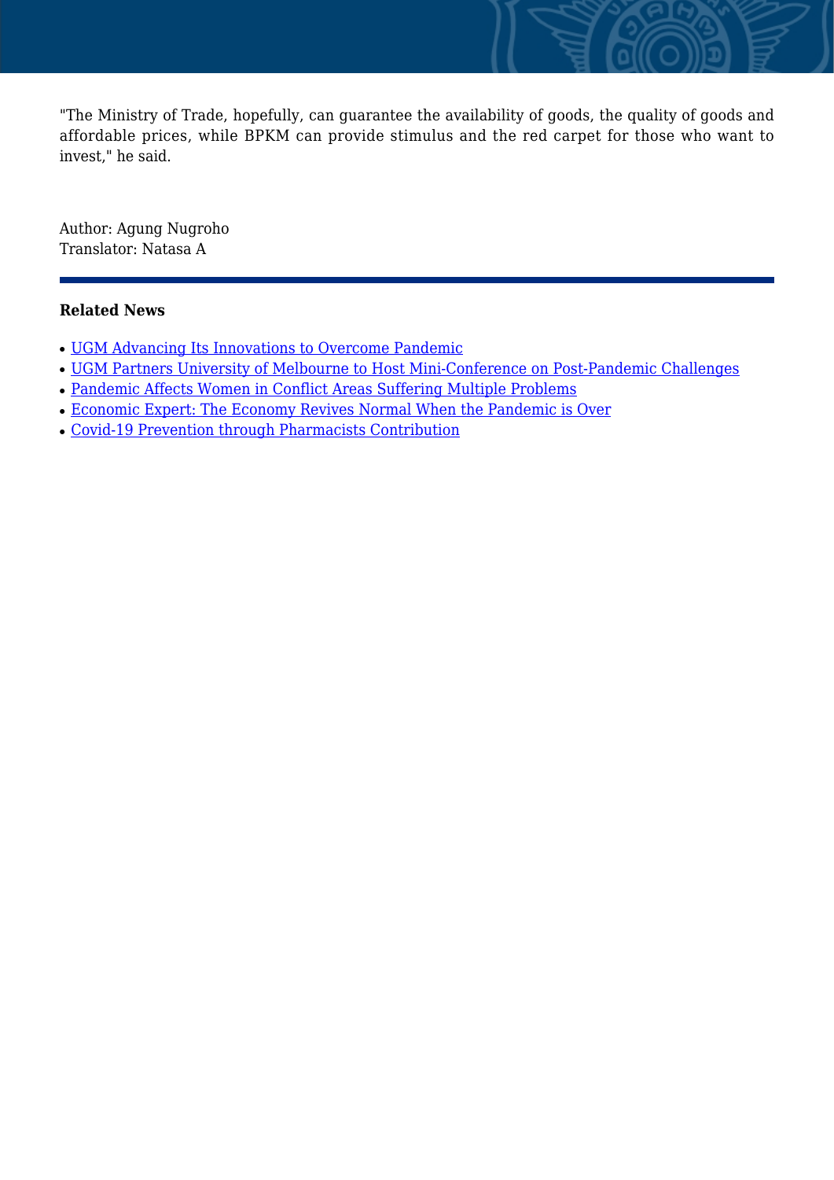"The Ministry of Trade, hopefully, can guarantee the availability of goods, the quality of goods and affordable prices, while BPKM can provide stimulus and the red carpet for those who want to invest," he said.

Author: Agung Nugroho
Translator: Natasa A

---

### Related News

- UGM Advancing Its Innovations to Overcome Pandemic
- UGM Partners University of Melbourne to Host Mini-Conference on Post-Pandemic Challenges
- Pandemic Affects Women in Conflict Areas Suffering Multiple Problems
- Economic Expert: The Economy Revives Normal When the Pandemic is Over
- Covid-19 Prevention through Pharmacists Contribution